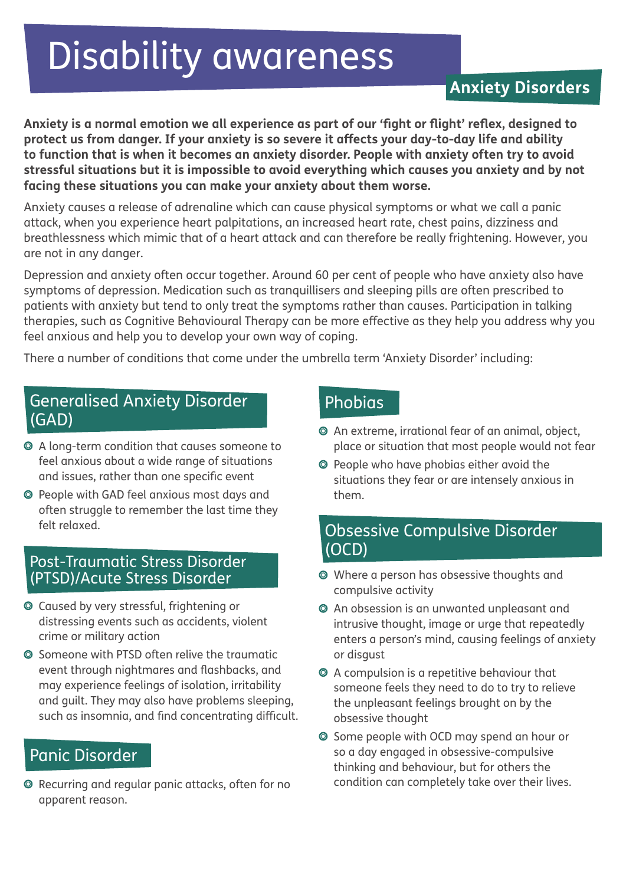# Disability awareness

## Anxiety Disorders

**Anxiety is a normal emotion we all experience as part of our 'fight or flight' reflex, designed to protect us from danger. If your anxiety is so severe it affects your day-to-day life and ability to function that is when it becomes an anxiety disorder. People with anxiety often try to avoid stressful situations but it is impossible to avoid everything which causes you anxiety and by not facing these situations you can make your anxiety about them worse.**

Anxiety causes a release of adrenaline which can cause physical symptoms or what we call a panic attack, when you experience heart palpitations, an increased heart rate, chest pains, dizziness and breathlessness which mimic that of a heart attack and can therefore be really frightening. However, you are not in any danger.

Depression and anxiety often occur together. Around 60 per cent of people who have anxiety also have symptoms of depression. Medication such as tranquillisers and sleeping pills are often prescribed to patients with anxiety but tend to only treat the symptoms rather than causes. Participation in talking therapies, such as Cognitive Behavioural Therapy can be more effective as they help you address why you feel anxious and help you to develop your own way of coping.

There a number of conditions that come under the umbrella term 'Anxiety Disorder' including:

### Generalised Anxiety Disorder (GAD)

- A long-term condition that causes someone to feel anxious about a wide range of situations and issues, rather than one specific event
- People with GAD feel anxious most days and often struggle to remember the last time they felt relaxed.

### Post-Traumatic Stress Disorder (PTSD)/Acute Stress Disorder

- Caused by very stressful, frightening or distressing events such as accidents, violent crime or military action
- Someone with PTSD often relive the traumatic event through nightmares and flashbacks, and may experience feelings of isolation, irritability and guilt. They may also have problems sleeping, such as insomnia, and find concentrating difficult.

### Panic Disorder

- Recurring and regular panic attacks, often for no apparent reason.

### Phobias

- An extreme, irrational fear of an animal, object, place or situation that most people would not fear
- People who have phobias either avoid the situations they fear or are intensely anxious in them.

### Obsessive Compulsive Disorder (OCD)

- Where a person has obsessive thoughts and compulsive activity
- An obsession is an unwanted unpleasant and intrusive thought, image or urge that repeatedly enters a person's mind, causing feelings of anxiety or disgust
- A compulsion is a repetitive behaviour that someone feels they need to do to try to relieve the unpleasant feelings brought on by the obsessive thought
- Some people with OCD may spend an hour or so a day engaged in obsessive-compulsive thinking and behaviour, but for others the condition can completely take over their lives.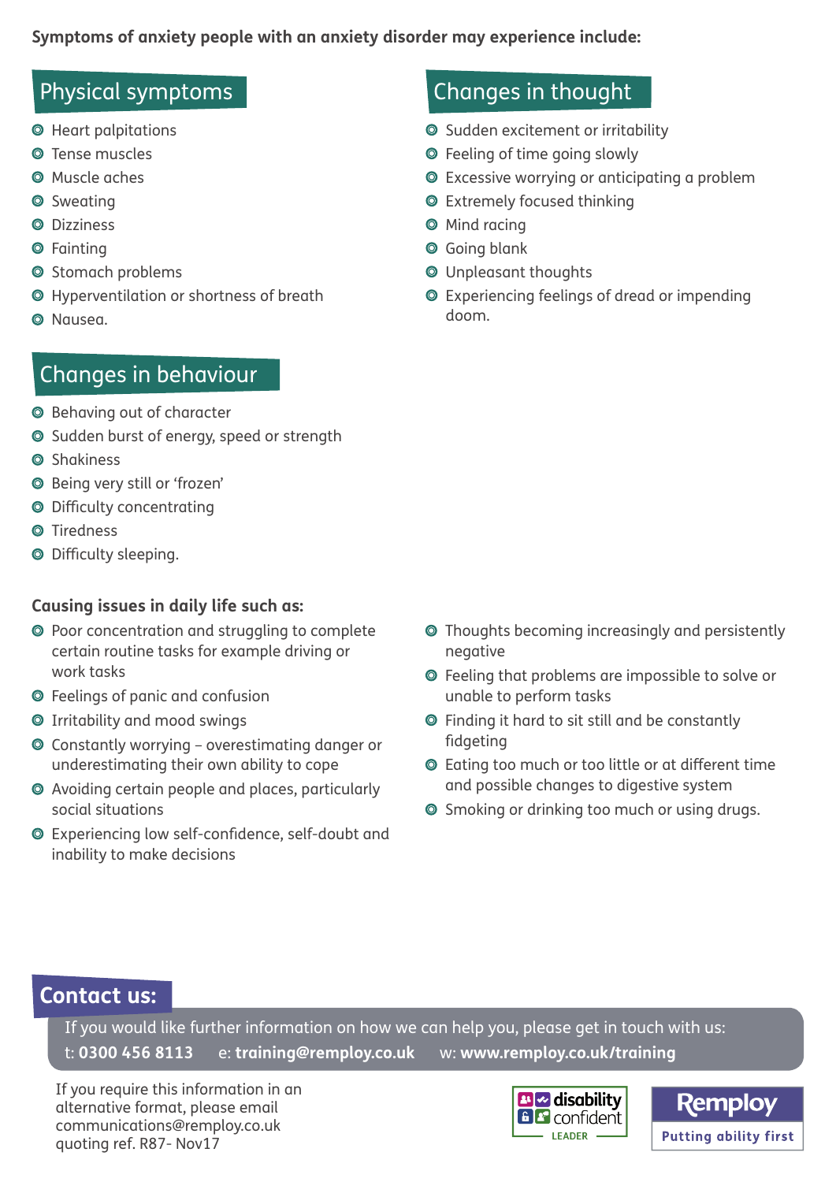**Symptoms of anxiety people with an anxiety disorder may experience include:**

## Physical symptoms

- Heart palpitations
- Tense muscles
- Muscle aches
- Sweating
- Dizziness
- Fainting
- Stomach problems
- Hyperventilation or shortness of breath
- Nausea.

## Changes in thought

- Sudden excitement or irritability
- Feeling of time going slowly
- Excessive worrying or anticipating a problem
- Extremely focused thinking
- Mind racing
- Going blank
- Unpleasant thoughts
- Experiencing feelings of dread or impending doom.

## Changes in behaviour

- Behaving out of character
- Sudden burst of energy, speed or strength
- Shakiness
- Being very still or 'frozen'
- Difficulty concentrating
- Tiredness
- Difficulty sleeping.

**Causing issues in daily life such as:**

- Poor concentration and struggling to complete certain routine tasks for example driving or work tasks
- Feelings of panic and confusion
- Irritability and mood swings
- Constantly worrying – overestimating danger or underestimating their own ability to cope
- Avoiding certain people and places, particularly social situations
- Experiencing low self-confidence, self-doubt and inability to make decisions
- Thoughts becoming increasingly and persistently negative
- Feeling that problems are impossible to solve or unable to perform tasks
- Finding it hard to sit still and be constantly fidgeting
- Eating too much or too little or at different time and possible changes to digestive system
- Smoking or drinking too much or using drugs.

## Contact us:

If you would like further information on how we can help you, please get in touch with us:

t: **0300 456 8113** e: **training@remploy.co.uk** w: **www.remploy.co.uk/training**

If you require this information in an alternative format, please email communications@remploy.co.uk quoting ref. R87- Nov17

disability confident LEADER

Remploy
Putting ability first